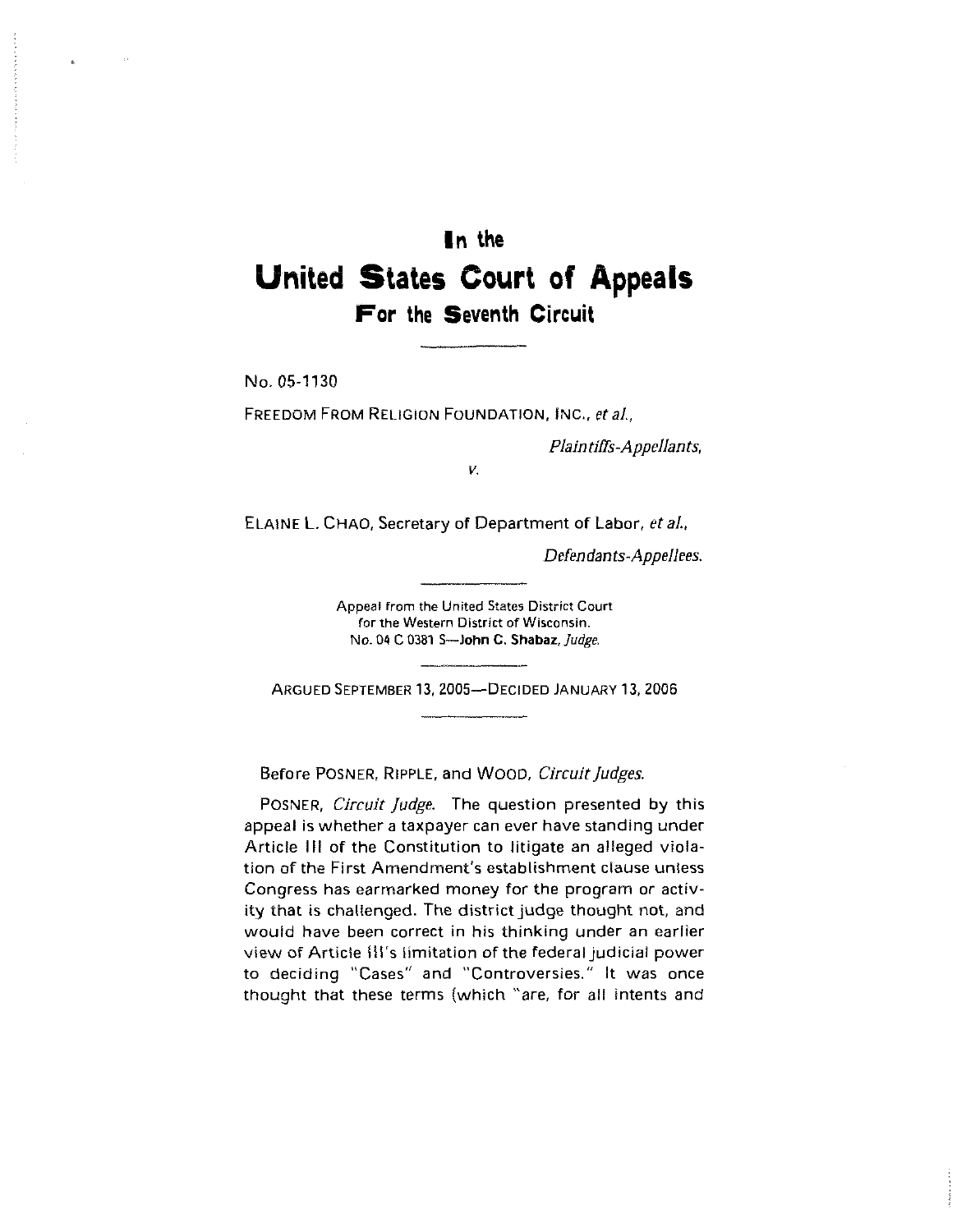# In the

# United States Court of Appeals

## For the Seventh Circuit

No. 05-1130

FREEDOM FROM RELIGION FOUNDATION, INC., *et al.*,

*Plaintiffs-Appellants*,

*v.*

ELAINE L. CHAO, Secretary of Department of Labor, *et al.*,

*Defendants-Appellees.*

Appeal from the United States District Court for the Western District of Wisconsin. No. 04 C 0381 S—**John C. Shabaz**, *Judge*.

ARGUED SEPTEMBER 13, 2005—DECIDED JANUARY 13, 2006

Before POSNER, RIPPLE, and WOOD, *Circuit Judges*.

POSNER, *Circuit Judge*. The question presented by this appeal is whether a taxpayer can ever have standing under Article III of the Constitution to litigate an alleged violation of the First Amendment's establishment clause unless Congress has earmarked money for the program or activity that is challenged. The district judge thought not, and would have been correct in his thinking under an earlier view of Article III's limitation of the federal judicial power to deciding "Cases" and "Controversies." It was once thought that these terms (which "are, for all intents and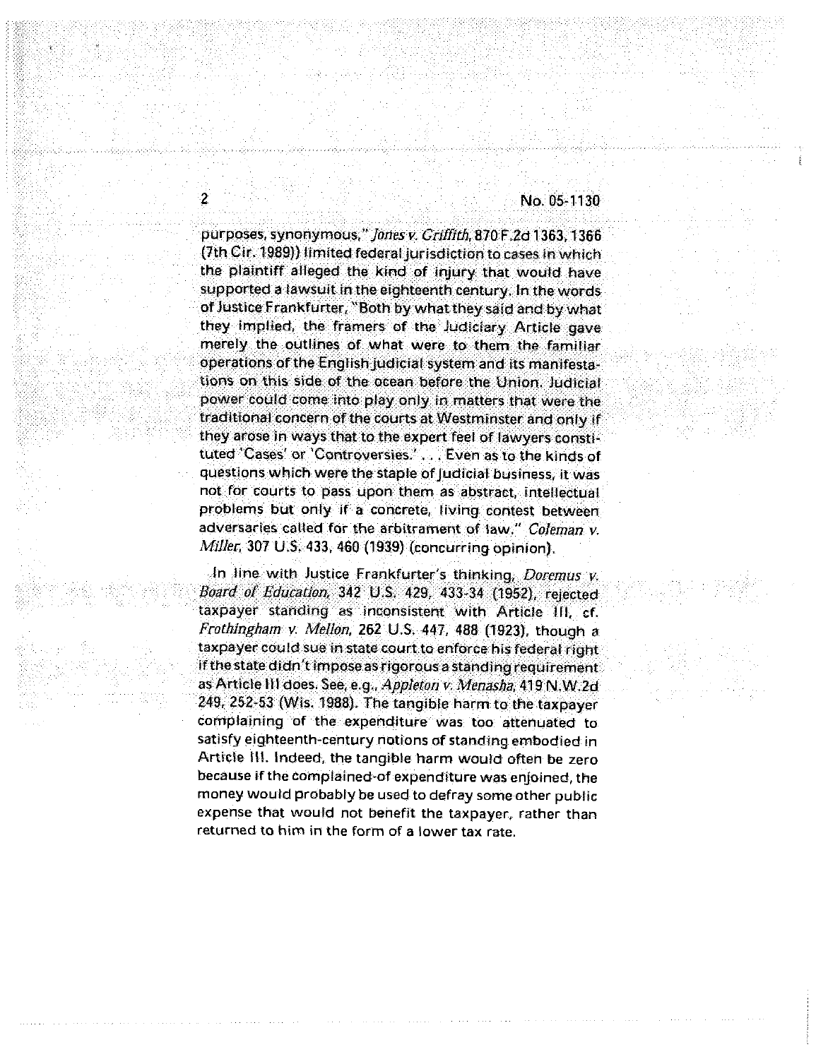purposes, synonymous," *Jones v. Griffith*, 870 F.2d 1363, 1366 (7th Cir. 1989)) limited federal jurisdiction to cases in which the plaintiff alleged the kind of injury that would have supported a lawsuit in the eighteenth century. In the words of Justice Frankfurter, "Both by what they said and by what they implied, the framers of the Judiciary Article gave merely the outlines of what were to them the familiar operations of the English judicial system and its manifestations on this side of the ocean before the Union. Judicial power could come into play only in matters that were the traditional concern of the courts at Westminster and only if they arose in ways that to the expert feel of lawyers constituted 'Cases' or 'Controversies.' . . . Even as to the kinds of questions which were the staple of judicial business, it was not for courts to pass upon them as abstract, intellectual problems but only if a concrete, living contest between adversaries called for the arbitrament of law." *Coleman v. Miller*, 307 U.S. 433, 460 (1939) (concurring opinion).

In line with Justice Frankfurter's thinking, *Doremus v. Board of Education*, 342 U.S. 429, 433-34 (1952), rejected taxpayer standing as inconsistent with Article III, cf. *Frothingham v. Mellon*, 262 U.S. 447, 488 (1923), though a taxpayer could sue in state court to enforce his federal right if the state didn't impose as rigorous a standing requirement as Article III does. See, e.g., *Appleton v. Menasha*, 419 N.W.2d 249, 252-53 (Wis. 1988). The tangible harm to the taxpayer complaining of the expenditure was too attenuated to satisfy eighteenth-century notions of standing embodied in Article III. Indeed, the tangible harm would often be zero because if the complained-of expenditure was enjoined, the money would probably be used to defray some other public expense that would not benefit the taxpayer, rather than returned to him in the form of a lower tax rate.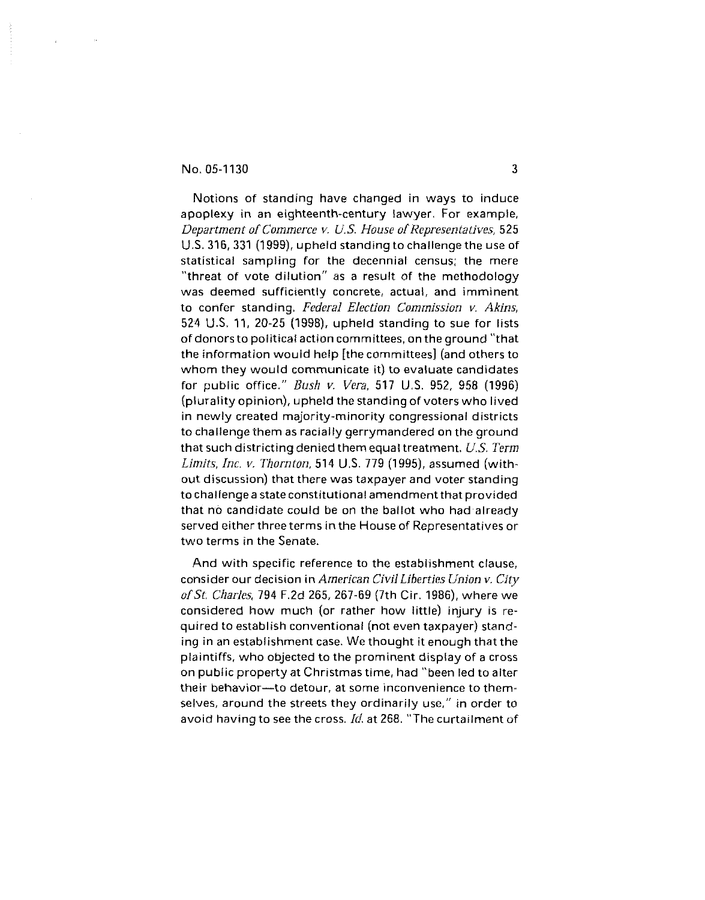Notions of standing have changed in ways to induce apoplexy in an eighteenth-century lawyer. For example, *Department of Commerce v. U.S. House of Representatives*, 525 U.S. 316, 331 (1999), upheld standing to challenge the use of statistical sampling for the decennial census; the mere "threat of vote dilution" as a result of the methodology was deemed sufficiently concrete, actual, and imminent to confer standing. *Federal Election Commission v. Akins*, 524 U.S. 11, 20-25 (1998), upheld standing to sue for lists of donors to political action committees, on the ground "that the information would help [the committees] (and others to whom they would communicate it) to evaluate candidates for public office." *Bush v. Vera*, 517 U.S. 952, 958 (1996) (plurality opinion), upheld the standing of voters who lived in newly created majority-minority congressional districts to challenge them as racially gerrymandered on the ground that such districting denied them equal treatment. *U.S. Term Limits, Inc. v. Thornton*, 514 U.S. 779 (1995), assumed (without discussion) that there was taxpayer and voter standing to challenge a state constitutional amendment that provided that no candidate could be on the ballot who had already served either three terms in the House of Representatives or two terms in the Senate.

And with specific reference to the establishment clause, consider our decision in *American Civil Liberties Union v. City of St. Charles*, 794 F.2d 265, 267-69 (7th Cir. 1986), where we considered how much (or rather how little) injury is required to establish conventional (not even taxpayer) standing in an establishment case. We thought it enough that the plaintiffs, who objected to the prominent display of a cross on public property at Christmas time, had "been led to alter their behavior—to detour, at some inconvenience to themselves, around the streets they ordinarily use," in order to avoid having to see the cross. *Id.* at 268. "The curtailment of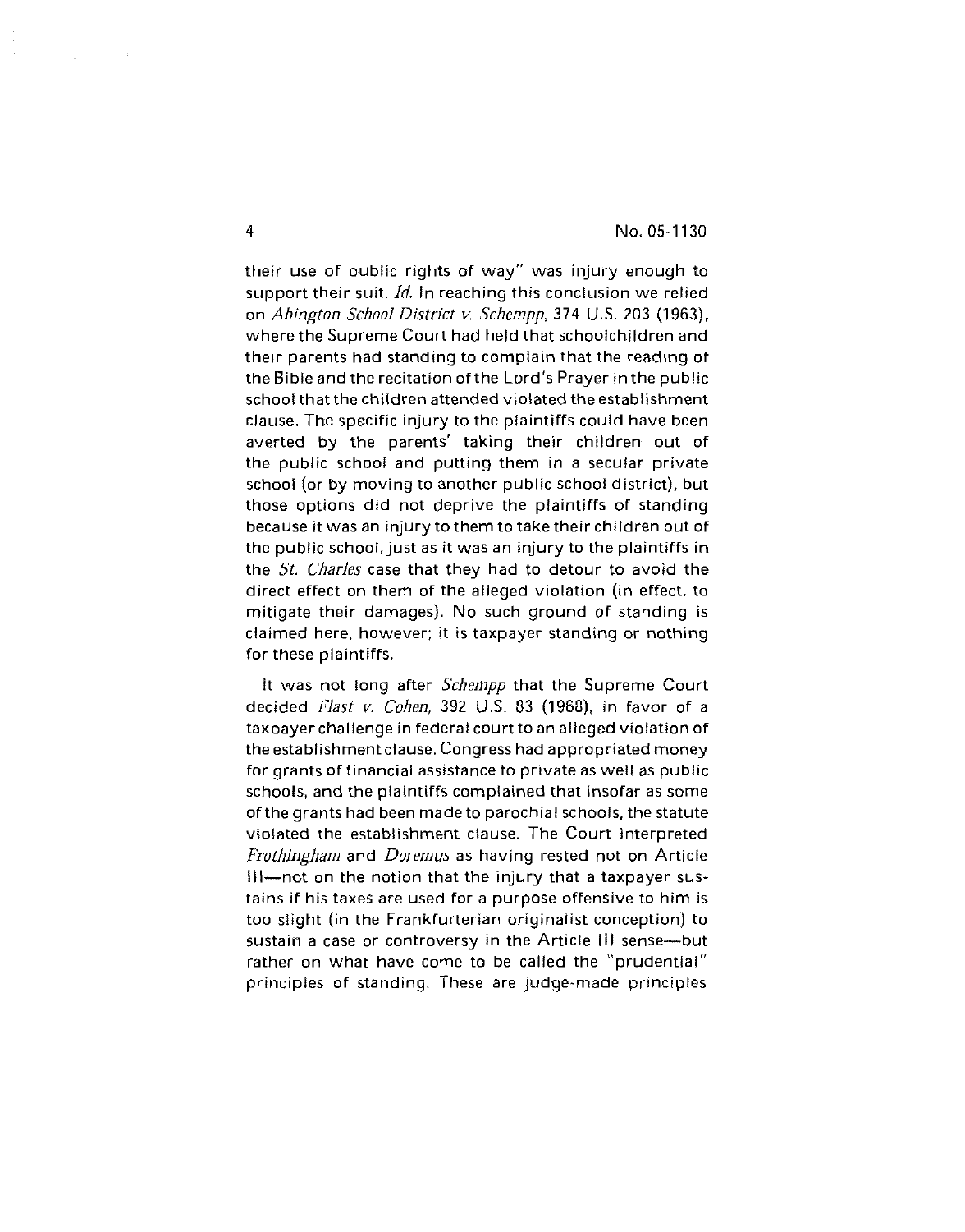their use of public rights of way" was injury enough to support their suit. *Id.* In reaching this conclusion we relied on *Abington School District v. Schempp*, 374 U.S. 203 (1963), where the Supreme Court had held that schoolchildren and their parents had standing to complain that the reading of the Bible and the recitation of the Lord's Prayer in the public school that the children attended violated the establishment clause. The specific injury to the plaintiffs could have been averted by the parents' taking their children out of the public school and putting them in a secular private school (or by moving to another public school district), but those options did not deprive the plaintiffs of standing because it was an injury to them to take their children out of the public school, just as it was an injury to the plaintiffs in the *St. Charles* case that they had to detour to avoid the direct effect on them of the alleged violation (in effect, to mitigate their damages). No such ground of standing is claimed here, however; it is taxpayer standing or nothing for these plaintiffs.

It was not long after *Schempp* that the Supreme Court decided *Flast v. Cohen*, 392 U.S. 83 (1968), in favor of a taxpayer challenge in federal court to an alleged violation of the establishment clause. Congress had appropriated money for grants of financial assistance to private as well as public schools, and the plaintiffs complained that insofar as some of the grants had been made to parochial schools, the statute violated the establishment clause. The Court interpreted *Frothingham* and *Doremus* as having rested not on Article III—not on the notion that the injury that a taxpayer sustains if his taxes are used for a purpose offensive to him is too slight (in the Frankfurterian originalist conception) to sustain a case or controversy in the Article III sense—but rather on what have come to be called the "prudential" principles of standing. These are judge-made principles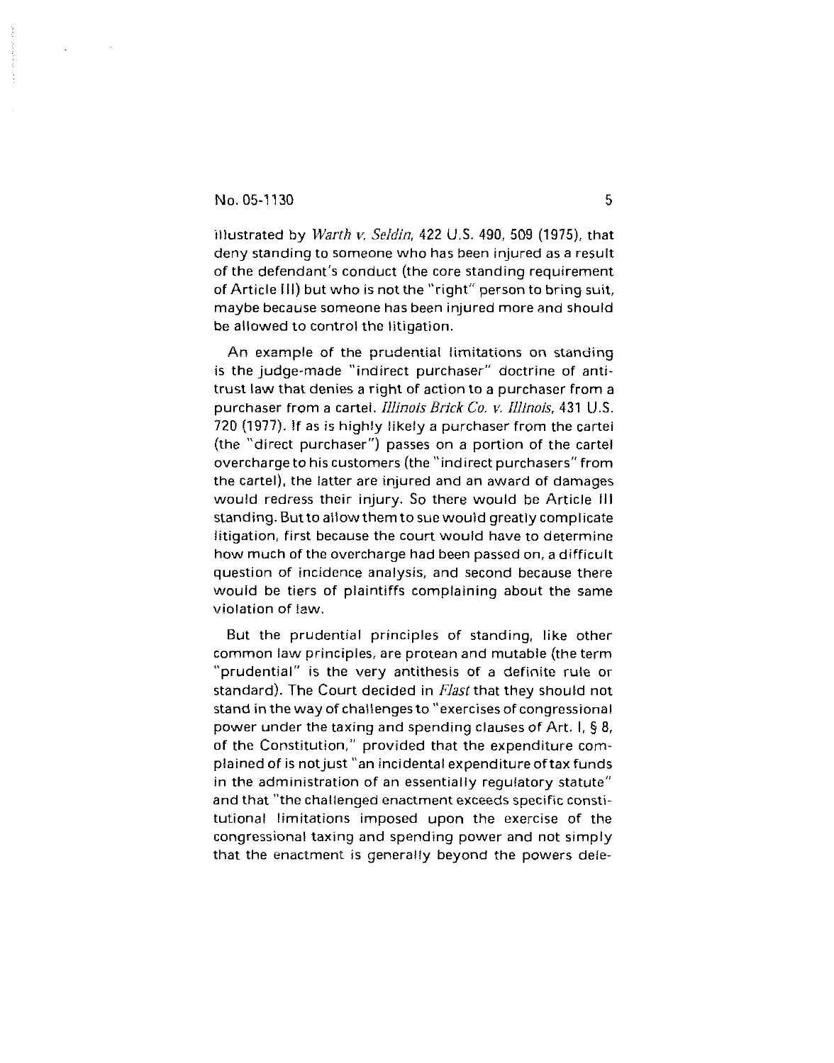illustrated by *Warth v. Seldin*, 422 U.S. 490, 509 (1975), that deny standing to someone who has been injured as a result of the defendant's conduct (the core standing requirement of Article III) but who is not the "right" person to bring suit, maybe because someone has been injured more and should be allowed to control the litigation.

An example of the prudential limitations on standing is the judge-made "indirect purchaser" doctrine of antitrust law that denies a right of action to a purchaser from a purchaser from a cartel. *Illinois Brick Co. v. Illinois*, 431 U.S. 720 (1977). If as is highly likely a purchaser from the cartel (the "direct purchaser") passes on a portion of the cartel overcharge to his customers (the "indirect purchasers" from the cartel), the latter are injured and an award of damages would redress their injury. So there would be Article III standing. But to allow them to sue would greatly complicate litigation, first because the court would have to determine how much of the overcharge had been passed on, a difficult question of incidence analysis, and second because there would be tiers of plaintiffs complaining about the same violation of law.

But the prudential principles of standing, like other common law principles, are protean and mutable (the term "prudential" is the very antithesis of a definite rule or standard). The Court decided in *Flast* that they should not stand in the way of challenges to "exercises of congressional power under the taxing and spending clauses of Art. I, § 8, of the Constitution," provided that the expenditure complained of is not just "an incidental expenditure of tax funds in the administration of an essentially regulatory statute" and that "the challenged enactment exceeds specific constitutional limitations imposed upon the exercise of the congressional taxing and spending power and not simply that the enactment is generally beyond the powers dele-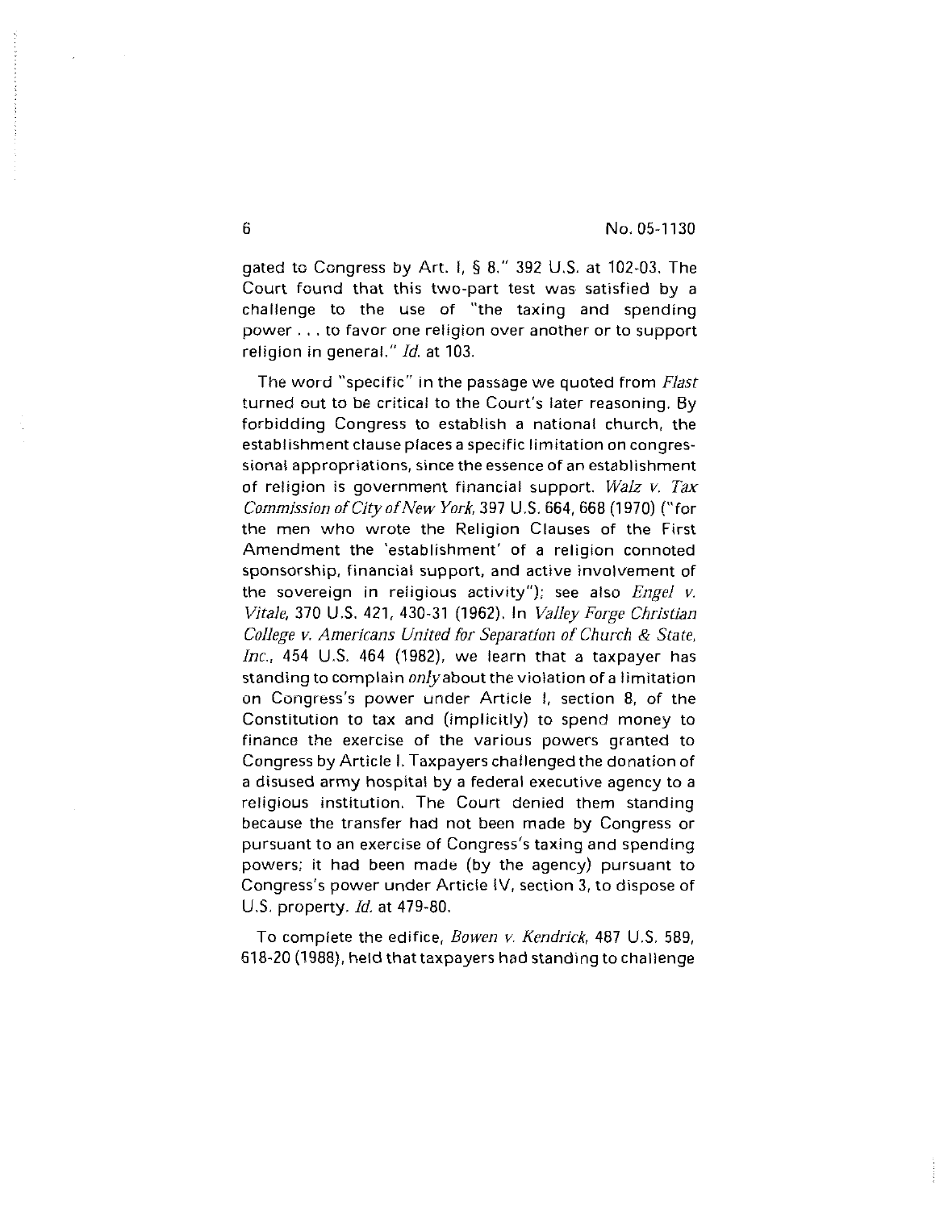gated to Congress by Art. I, § 8." 392 U.S. at 102-03. The Court found that this two-part test was satisfied by a challenge to the use of "the taxing and spending power . . . to favor one religion over another or to support religion in general." *Id.* at 103.

The word "specific" in the passage we quoted from *Flast* turned out to be critical to the Court's later reasoning. By forbidding Congress to establish a national church, the establishment clause places a specific limitation on congressional appropriations, since the essence of an establishment of religion is government financial support. *Walz v. Tax Commission of City of New York*, 397 U.S. 664, 668 (1970) ("for the men who wrote the Religion Clauses of the First Amendment the 'establishment' of a religion connoted sponsorship, financial support, and active involvement of the sovereign in religious activity"); see also *Engel v. Vitale*, 370 U.S. 421, 430-31 (1962). In *Valley Forge Christian College v. Americans United for Separation of Church & State, Inc.*, 454 U.S. 464 (1982), we learn that a taxpayer has standing to complain *only* about the violation of a limitation on Congress's power under Article I, section 8, of the Constitution to tax and (implicitly) to spend money to finance the exercise of the various powers granted to Congress by Article I. Taxpayers challenged the donation of a disused army hospital by a federal executive agency to a religious institution. The Court denied them standing because the transfer had not been made by Congress or pursuant to an exercise of Congress's taxing and spending powers; it had been made (by the agency) pursuant to Congress's power under Article IV, section 3, to dispose of U.S. property. *Id.* at 479-80.

To complete the edifice, *Bowen v. Kendrick*, 487 U.S. 589, 618-20 (1988), held that taxpayers had standing to challenge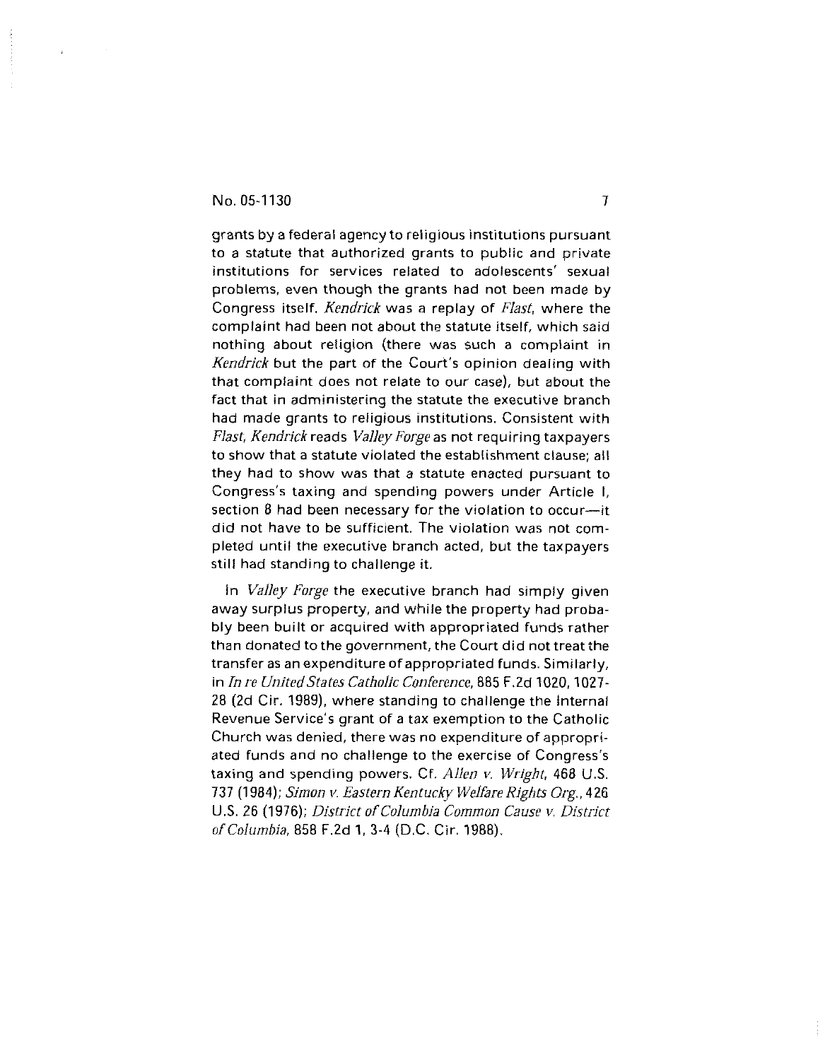grants by a federal agency to religious institutions pursuant to a statute that authorized grants to public and private institutions for services related to adolescents' sexual problems, even though the grants had not been made by Congress itself. *Kendrick* was a replay of *Flast*, where the complaint had been not about the statute itself, which said nothing about religion (there was such a complaint in *Kendrick* but the part of the Court's opinion dealing with that complaint does not relate to our case), but about the fact that in administering the statute the executive branch had made grants to religious institutions. Consistent with *Flast*, *Kendrick* reads *Valley Forge* as not requiring taxpayers to show that a statute violated the establishment clause; all they had to show was that a statute enacted pursuant to Congress's taxing and spending powers under Article I, section 8 had been necessary for the violation to occur—it did not have to be sufficient. The violation was not completed until the executive branch acted, but the taxpayers still had standing to challenge it.

In *Valley Forge* the executive branch had simply given away surplus property, and while the property had probably been built or acquired with appropriated funds rather than donated to the government, the Court did not treat the transfer as an expenditure of appropriated funds. Similarly, in *In re United States Catholic Conference*, 885 F.2d 1020, 1027-28 (2d Cir. 1989), where standing to challenge the Internal Revenue Service's grant of a tax exemption to the Catholic Church was denied, there was no expenditure of appropriated funds and no challenge to the exercise of Congress's taxing and spending powers. Cf. *Allen v. Wright*, 468 U.S. 737 (1984); *Simon v. Eastern Kentucky Welfare Rights Org.*, 426 U.S. 26 (1976); *District of Columbia Common Cause v. District of Columbia*, 858 F.2d 1, 3-4 (D.C. Cir. 1988).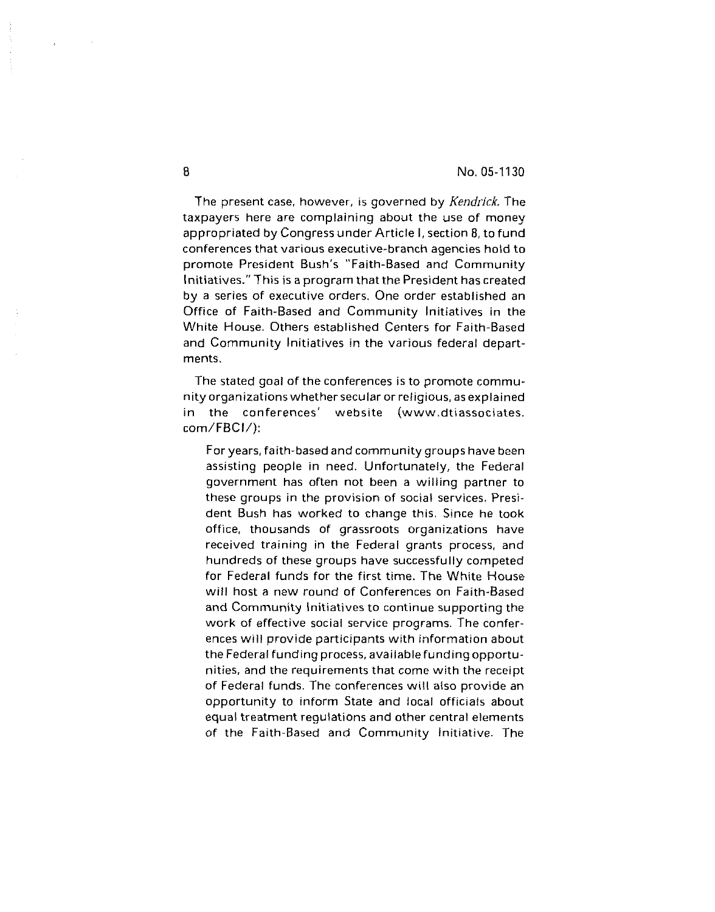The present case, however, is governed by *Kendrick*. The taxpayers here are complaining about the use of money appropriated by Congress under Article I, section 8, to fund conferences that various executive-branch agencies hold to promote President Bush's "Faith-Based and Community Initiatives." This is a program that the President has created by a series of executive orders. One order established an Office of Faith-Based and Community Initiatives in the White House. Others established Centers for Faith-Based and Community Initiatives in the various federal departments.

The stated goal of the conferences is to promote community organizations whether secular or religious, as explained in the conferences' website (www.dtiassociates.com/FBCI/):

> For years, faith-based and community groups have been assisting people in need. Unfortunately, the Federal government has often not been a willing partner to these groups in the provision of social services. President Bush has worked to change this. Since he took office, thousands of grassroots organizations have received training in the Federal grants process, and hundreds of these groups have successfully competed for Federal funds for the first time. The White House will host a new round of Conferences on Faith-Based and Community Initiatives to continue supporting the work of effective social service programs. The conferences will provide participants with information about the Federal funding process, available funding opportunities, and the requirements that come with the receipt of Federal funds. The conferences will also provide an opportunity to inform State and local officials about equal treatment regulations and other central elements of the Faith-Based and Community Initiative. The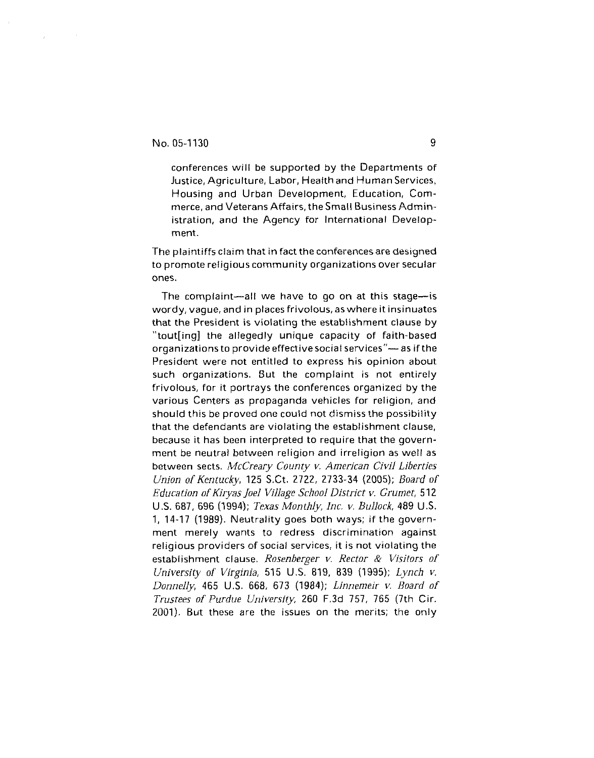conferences will be supported by the Departments of Justice, Agriculture, Labor, Health and Human Services, Housing and Urban Development, Education, Commerce, and Veterans Affairs, the Small Business Administration, and the Agency for International Development.

The plaintiffs claim that in fact the conferences are designed to promote religious community organizations over secular ones.

The complaint—all we have to go on at this stage—is wordy, vague, and in places frivolous, as where it insinuates that the President is violating the establishment clause by "tout[ing] the allegedly unique capacity of faith-based organizations to provide effective social services"— as if the President were not entitled to express his opinion about such organizations. But the complaint is not entirely frivolous, for it portrays the conferences organized by the various Centers as propaganda vehicles for religion, and should this be proved one could not dismiss the possibility that the defendants are violating the establishment clause, because it has been interpreted to require that the government be neutral between religion and irreligion as well as between sects. *McCreary County v. American Civil Liberties Union of Kentucky*, 125 S.Ct. 2722, 2733-34 (2005); *Board of Education of Kiryas Joel Village School District v. Grumet*, 512 U.S. 687, 696 (1994); *Texas Monthly, Inc. v. Bullock*, 489 U.S. 1, 14-17 (1989). Neutrality goes both ways; if the government merely wants to redress discrimination against religious providers of social services, it is not violating the establishment clause. *Rosenberger v. Rector & Visitors of University of Virginia*, 515 U.S. 819, 839 (1995); *Lynch v. Donnelly*, 465 U.S. 668, 673 (1984); *Linnemeir v. Board of Trustees of Purdue University*, 260 F.3d 757, 765 (7th Cir. 2001). But these are the issues on the merits; the only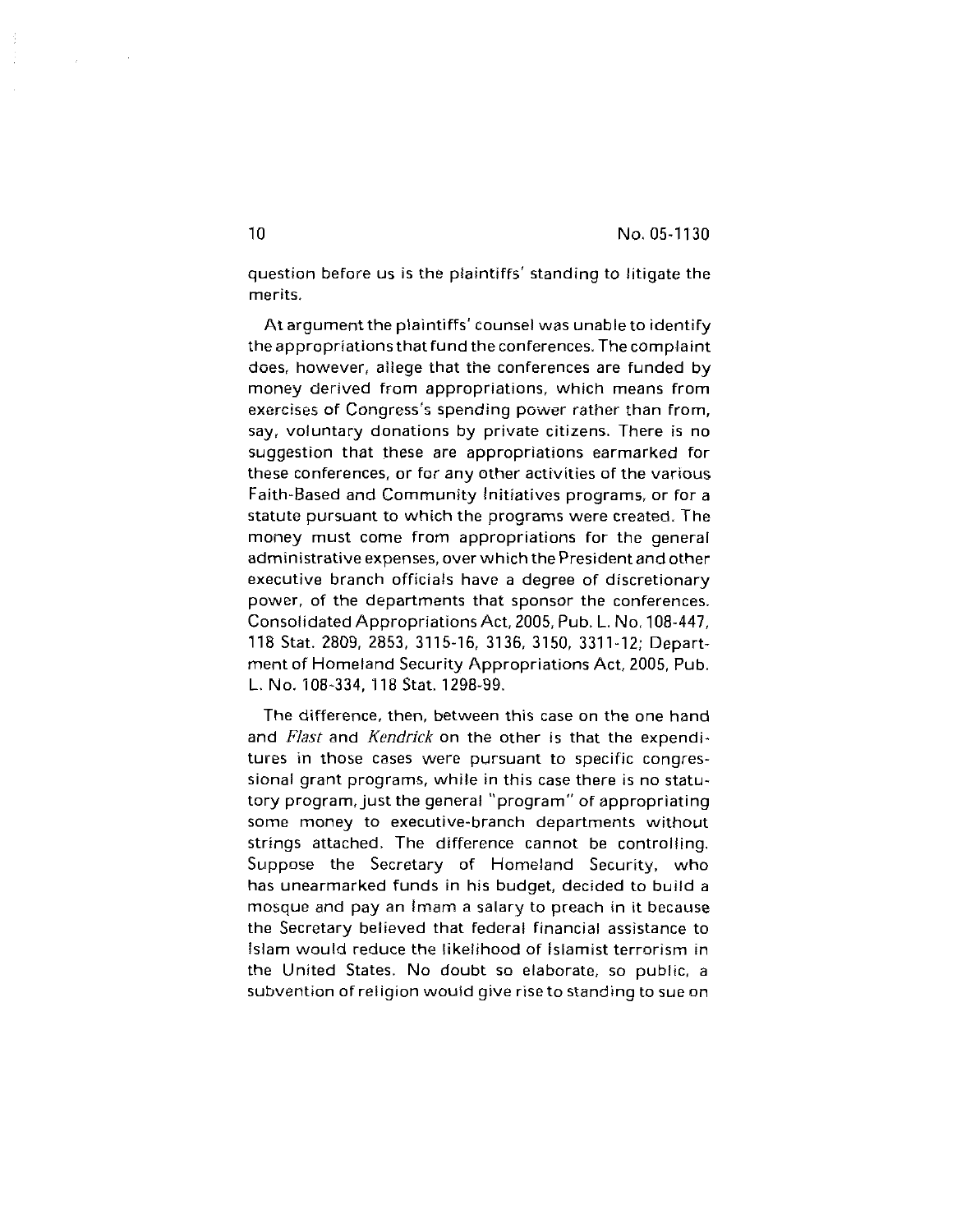question before us is the plaintiffs' standing to litigate the merits.

At argument the plaintiffs' counsel was unable to identify the appropriations that fund the conferences. The complaint does, however, allege that the conferences are funded by money derived from appropriations, which means from exercises of Congress's spending power rather than from, say, voluntary donations by private citizens. There is no suggestion that these are appropriations earmarked for these conferences, or for any other activities of the various Faith-Based and Community Initiatives programs, or for a statute pursuant to which the programs were created. The money must come from appropriations for the general administrative expenses, over which the President and other executive branch officials have a degree of discretionary power, of the departments that sponsor the conferences. Consolidated Appropriations Act, 2005, Pub. L. No. 108-447, 118 Stat. 2809, 2853, 3115-16, 3136, 3150, 3311-12; Department of Homeland Security Appropriations Act, 2005, Pub. L. No. 108-334, 118 Stat. 1298-99.

The difference, then, between this case on the one hand and *Flast* and *Kendrick* on the other is that the expenditures in those cases were pursuant to specific congressional grant programs, while in this case there is no statutory program, just the general "program" of appropriating some money to executive-branch departments without strings attached. The difference cannot be controlling. Suppose the Secretary of Homeland Security, who has unearmarked funds in his budget, decided to build a mosque and pay an Imam a salary to preach in it because the Secretary believed that federal financial assistance to Islam would reduce the likelihood of Islamist terrorism in the United States. No doubt so elaborate, so public, a subvention of religion would give rise to standing to sue on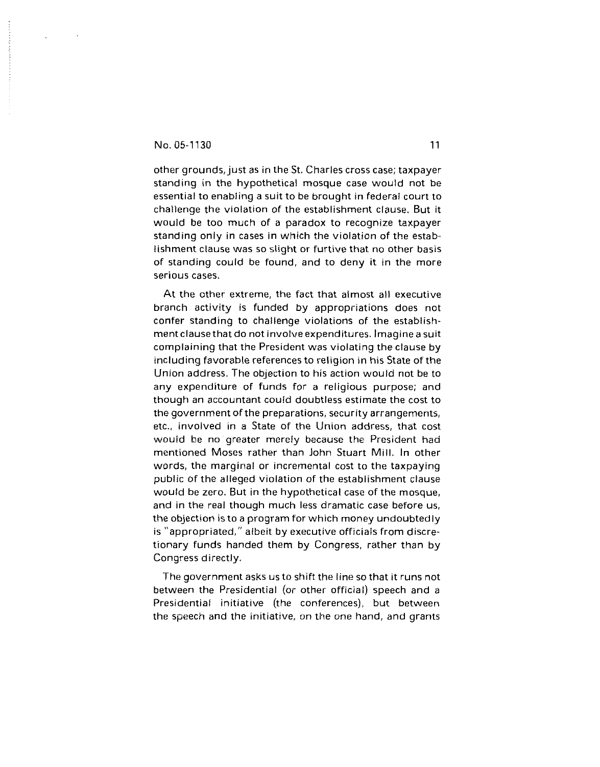other grounds, just as in the St. Charles cross case; taxpayer standing in the hypothetical mosque case would not be essential to enabling a suit to be brought in federal court to challenge the violation of the establishment clause. But it would be too much of a paradox to recognize taxpayer standing only in cases in which the violation of the establishment clause was so slight or furtive that no other basis of standing could be found, and to deny it in the more serious cases.

At the other extreme, the fact that almost all executive branch activity is funded by appropriations does not confer standing to challenge violations of the establishment clause that do not involve expenditures. Imagine a suit complaining that the President was violating the clause by including favorable references to religion in his State of the Union address. The objection to his action would not be to any expenditure of funds for a religious purpose; and though an accountant could doubtless estimate the cost to the government of the preparations, security arrangements, etc., involved in a State of the Union address, that cost would be no greater merely because the President had mentioned Moses rather than John Stuart Mill. In other words, the marginal or incremental cost to the taxpaying public of the alleged violation of the establishment clause would be zero. But in the hypothetical case of the mosque, and in the real though much less dramatic case before us, the objection is to a program for which money undoubtedly is "appropriated," albeit by executive officials from discretionary funds handed them by Congress, rather than by Congress directly.

The government asks us to shift the line so that it runs not between the Presidential (or other official) speech and a Presidential initiative (the conferences), but between the speech and the initiative, on the one hand, and grants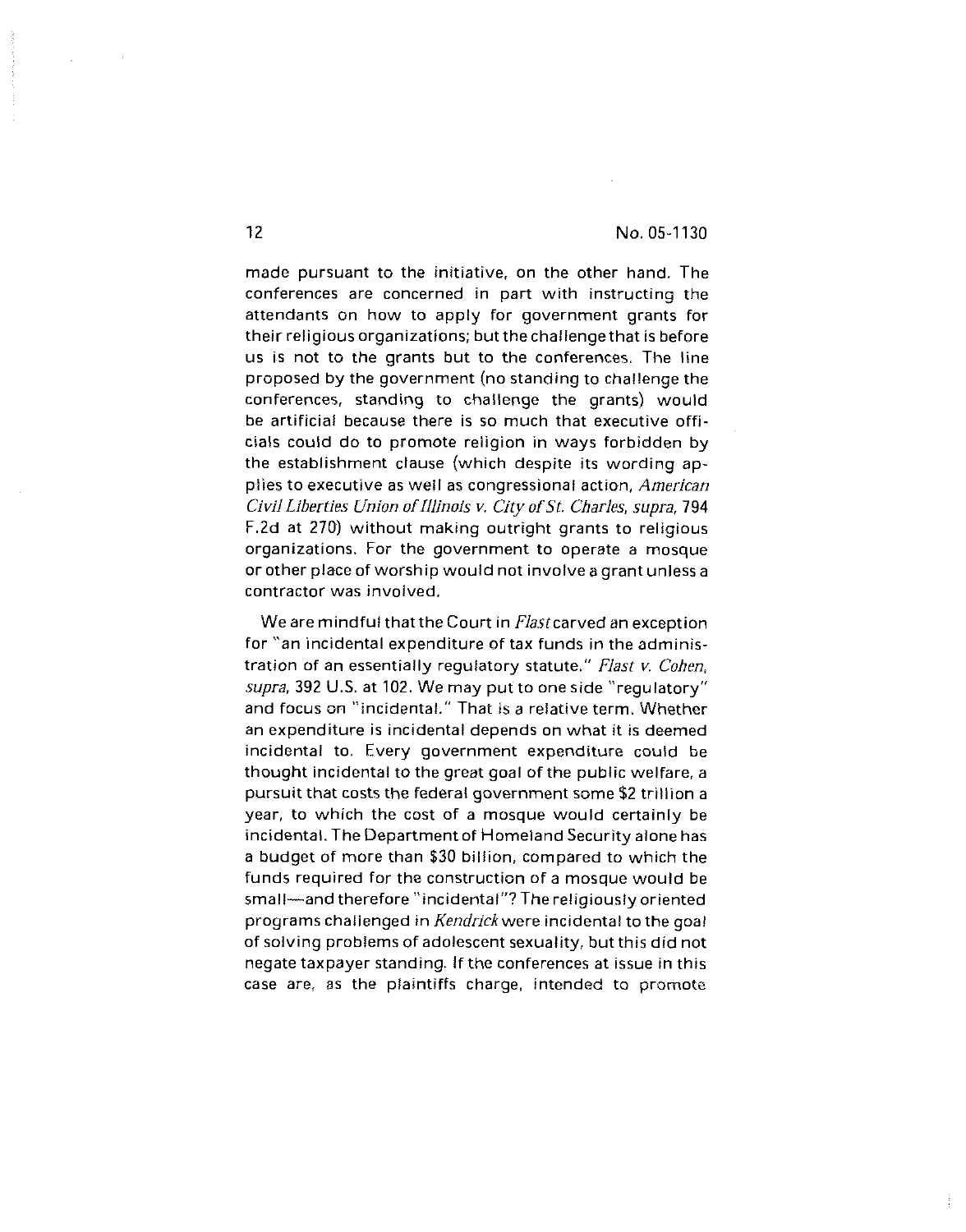made pursuant to the initiative, on the other hand. The conferences are concerned in part with instructing the attendants on how to apply for government grants for their religious organizations; but the challenge that is before us is not to the grants but to the conferences. The line proposed by the government (no standing to challenge the conferences, standing to challenge the grants) would be artificial because there is so much that executive officials could do to promote religion in ways forbidden by the establishment clause (which despite its wording applies to executive as well as congressional action, *American Civil Liberties Union of Illinois v. City of St. Charles, supra,* 794 F.2d at 270) without making outright grants to religious organizations. For the government to operate a mosque or other place of worship would not involve a grant unless a contractor was involved.

We are mindful that the Court in *Flast* carved an exception for "an incidental expenditure of tax funds in the administration of an essentially regulatory statute." *Flast v. Cohen, supra,* 392 U.S. at 102. We may put to one side "regulatory" and focus on "incidental." That is a relative term. Whether an expenditure is incidental depends on what it is deemed incidental to. Every government expenditure could be thought incidental to the great goal of the public welfare, a pursuit that costs the federal government some $2 trillion a year, to which the cost of a mosque would certainly be incidental. The Department of Homeland Security alone has a budget of more than $30 billion, compared to which the funds required for the construction of a mosque would be small—and therefore "incidental"? The religiously oriented programs challenged in *Kendrick* were incidental to the goal of solving problems of adolescent sexuality, but this did not negate taxpayer standing. If the conferences at issue in this case are, as the plaintiffs charge, intended to promote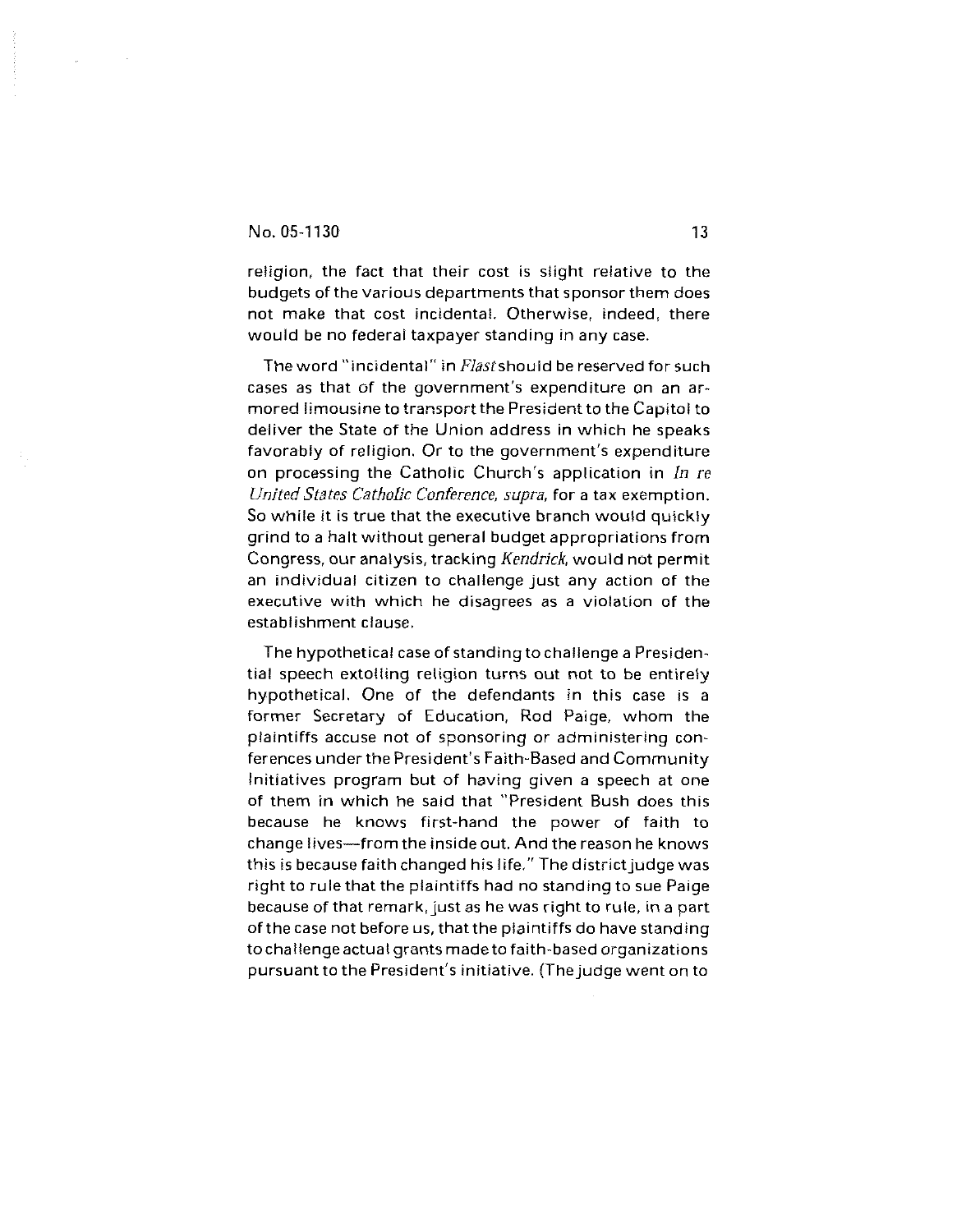religion, the fact that their cost is slight relative to the budgets of the various departments that sponsor them does not make that cost incidental. Otherwise, indeed, there would be no federal taxpayer standing in any case.

The word "incidental" in *Flast* should be reserved for such cases as that of the government's expenditure on an armored limousine to transport the President to the Capitol to deliver the State of the Union address in which he speaks favorably of religion. Or to the government's expenditure on processing the Catholic Church's application in *In re United States Catholic Conference, supra,* for a tax exemption. So while it is true that the executive branch would quickly grind to a halt without general budget appropriations from Congress, our analysis, tracking *Kendrick*, would not permit an individual citizen to challenge just any action of the executive with which he disagrees as a violation of the establishment clause.

The hypothetical case of standing to challenge a Presidential speech extolling religion turns out not to be entirely hypothetical. One of the defendants in this case is a former Secretary of Education, Rod Paige, whom the plaintiffs accuse not of sponsoring or administering conferences under the President's Faith-Based and Community Initiatives program but of having given a speech at one of them in which he said that "President Bush does this because he knows first-hand the power of faith to change lives—from the inside out. And the reason he knows this is because faith changed his life." The district judge was right to rule that the plaintiffs had no standing to sue Paige because of that remark, just as he was right to rule, in a part of the case not before us, that the plaintiffs do have standing to challenge actual grants made to faith-based organizations pursuant to the President's initiative. (The judge went on to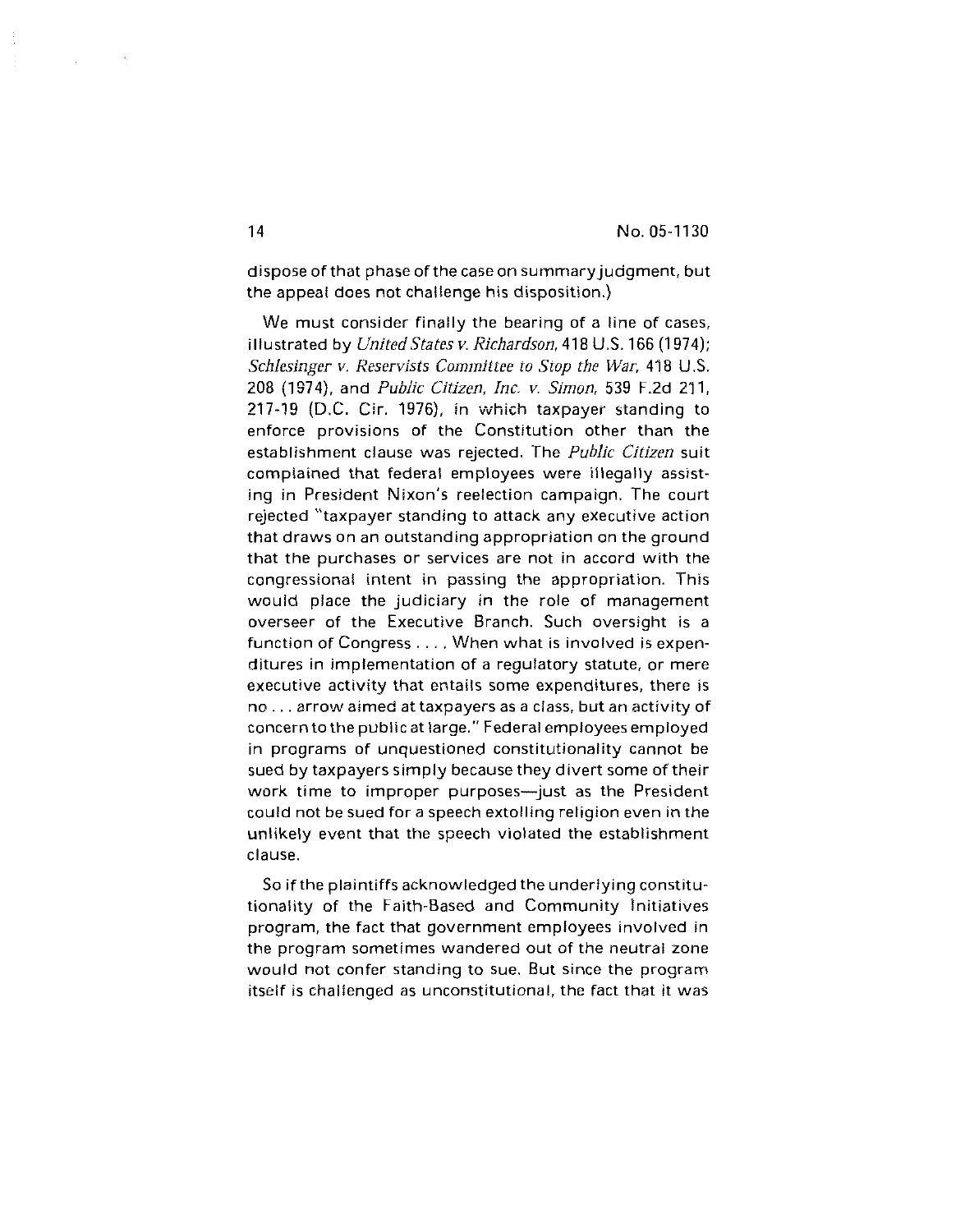dispose of that phase of the case on summary judgment, but the appeal does not challenge his disposition.)

We must consider finally the bearing of a line of cases, illustrated by *United States v. Richardson*, 418 U.S. 166 (1974); *Schlesinger v. Reservists Committee to Stop the War*, 418 U.S. 208 (1974), and *Public Citizen, Inc. v. Simon*, 539 F.2d 211, 217-19 (D.C. Cir. 1976), in which taxpayer standing to enforce provisions of the Constitution other than the establishment clause was rejected. The *Public Citizen* suit complained that federal employees were illegally assisting in President Nixon's reelection campaign. The court rejected "taxpayer standing to attack any executive action that draws on an outstanding appropriation on the ground that the purchases or services are not in accord with the congressional intent in passing the appropriation. This would place the judiciary in the role of management overseer of the Executive Branch. Such oversight is a function of Congress . . . . When what is involved is expenditures in implementation of a regulatory statute, or mere executive activity that entails some expenditures, there is no . . . arrow aimed at taxpayers as a class, but an activity of concern to the public at large." Federal employees employed in programs of unquestioned constitutionality cannot be sued by taxpayers simply because they divert some of their work time to improper purposes—just as the President could not be sued for a speech extolling religion even in the unlikely event that the speech violated the establishment clause.

So if the plaintiffs acknowledged the underlying constitutionality of the Faith-Based and Community Initiatives program, the fact that government employees involved in the program sometimes wandered out of the neutral zone would not confer standing to sue. But since the program itself is challenged as unconstitutional, the fact that it was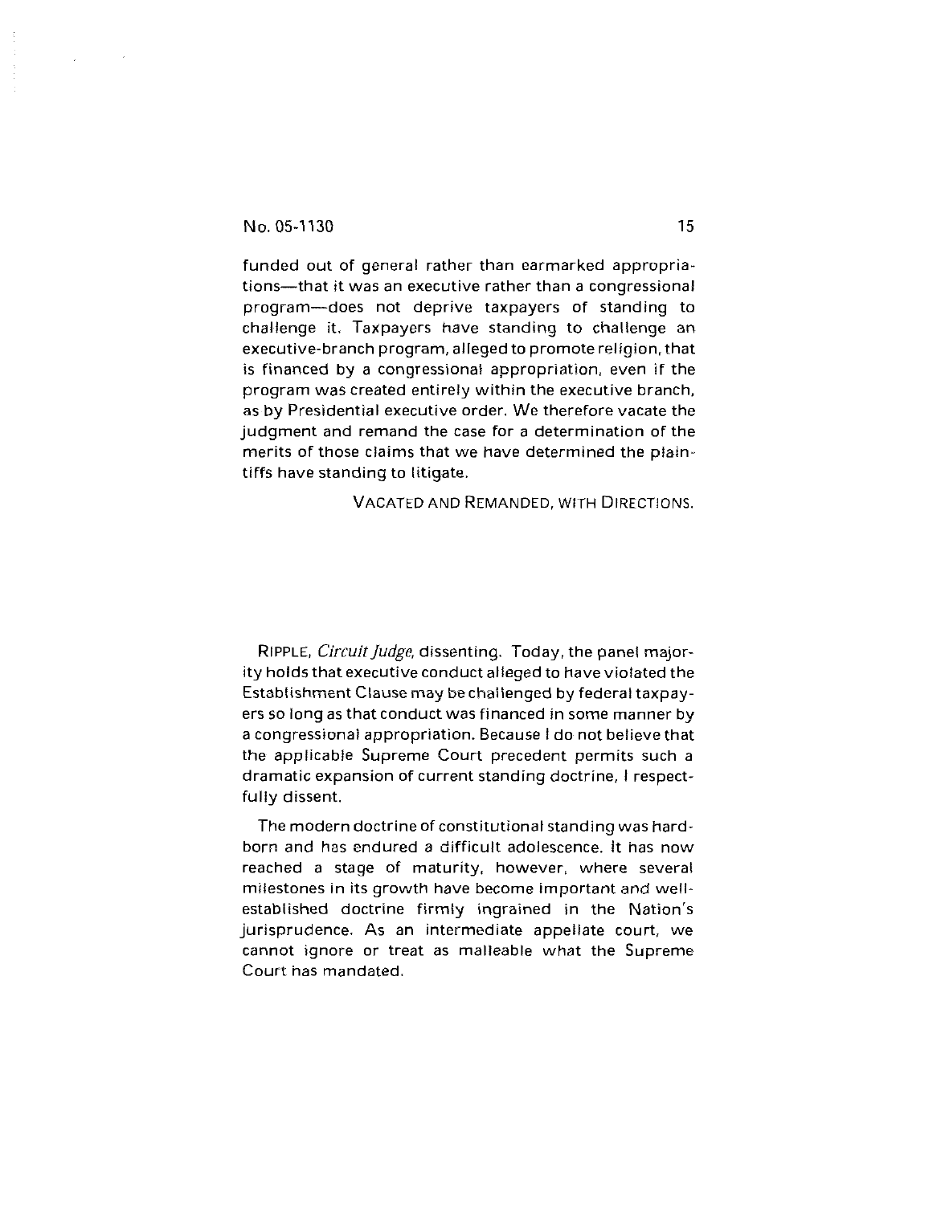funded out of general rather than earmarked appropriations—that it was an executive rather than a congressional program—does not deprive taxpayers of standing to challenge it. Taxpayers have standing to challenge an executive-branch program, alleged to promote religion, that is financed by a congressional appropriation, even if the program was created entirely within the executive branch, as by Presidential executive order. We therefore vacate the judgment and remand the case for a determination of the merits of those claims that we have determined the plaintiffs have standing to litigate.

VACATED AND REMANDED, WITH DIRECTIONS.

RIPPLE, *Circuit Judge*, dissenting. Today, the panel majority holds that executive conduct alleged to have violated the Establishment Clause may be challenged by federal taxpayers so long as that conduct was financed in some manner by a congressional appropriation. Because I do not believe that the applicable Supreme Court precedent permits such a dramatic expansion of current standing doctrine, I respectfully dissent.

The modern doctrine of constitutional standing was hard-born and has endured a difficult adolescence. It has now reached a stage of maturity, however, where several milestones in its growth have become important and well-established doctrine firmly ingrained in the Nation's jurisprudence. As an intermediate appellate court, we cannot ignore or treat as malleable what the Supreme Court has mandated.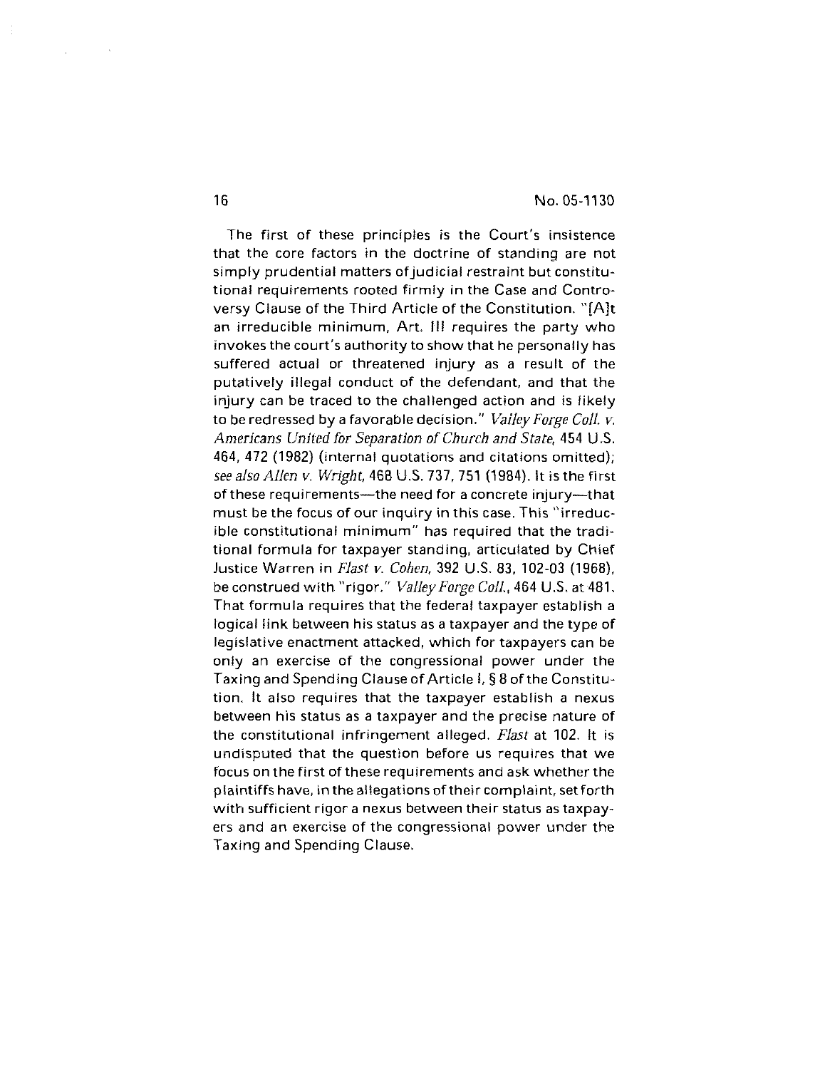The first of these principles is the Court's insistence that the core factors in the doctrine of standing are not simply prudential matters of judicial restraint but constitutional requirements rooted firmly in the Case and Controversy Clause of the Third Article of the Constitution. "[A]t an irreducible minimum, Art. III requires the party who invokes the court's authority to show that he personally has suffered actual or threatened injury as a result of the putatively illegal conduct of the defendant, and that the injury can be traced to the challenged action and is likely to be redressed by a favorable decision." *Valley Forge Coll. v. Americans United for Separation of Church and State*, 454 U.S. 464, 472 (1982) (internal quotations and citations omitted); *see also Allen v. Wright*, 468 U.S. 737, 751 (1984). It is the first of these requirements—the need for a concrete injury—that must be the focus of our inquiry in this case. This "irreducible constitutional minimum" has required that the traditional formula for taxpayer standing, articulated by Chief Justice Warren in *Flast v. Cohen*, 392 U.S. 83, 102-03 (1968), be construed with "rigor." *Valley Forge Coll.*, 464 U.S. at 481. That formula requires that the federal taxpayer establish a logical link between his status as a taxpayer and the type of legislative enactment attacked, which for taxpayers can be only an exercise of the congressional power under the Taxing and Spending Clause of Article I, § 8 of the Constitution. It also requires that the taxpayer establish a nexus between his status as a taxpayer and the precise nature of the constitutional infringement alleged. *Flast* at 102. It is undisputed that the question before us requires that we focus on the first of these requirements and ask whether the plaintiffs have, in the allegations of their complaint, set forth with sufficient rigor a nexus between their status as taxpayers and an exercise of the congressional power under the Taxing and Spending Clause.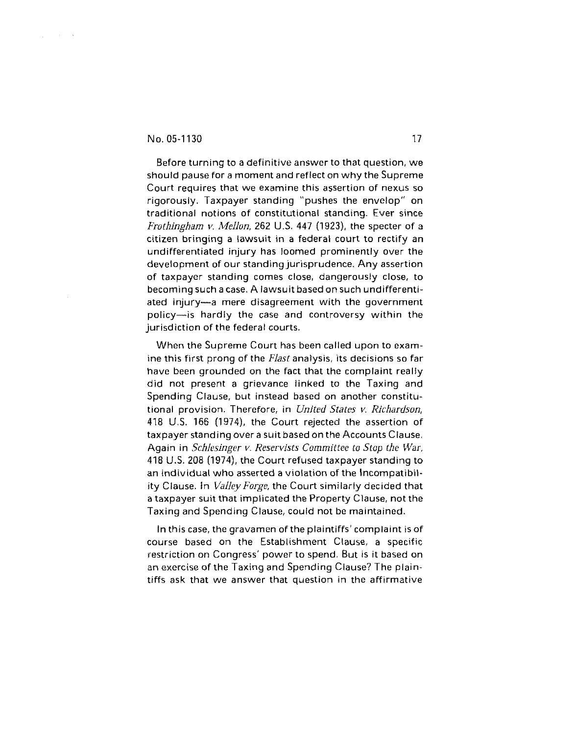Before turning to a definitive answer to that question, we should pause for a moment and reflect on why the Supreme Court requires that we examine this assertion of nexus so rigorously. Taxpayer standing "pushes the envelop" on traditional notions of constitutional standing. Ever since *Frothingham v. Mellon*, 262 U.S. 447 (1923), the specter of a citizen bringing a lawsuit in a federal court to rectify an undifferentiated injury has loomed prominently over the development of our standing jurisprudence. Any assertion of taxpayer standing comes close, dangerously close, to becoming such a case. A lawsuit based on such undifferentiated injury—a mere disagreement with the government policy—is hardly the case and controversy within the jurisdiction of the federal courts.

When the Supreme Court has been called upon to examine this first prong of the *Flast* analysis, its decisions so far have been grounded on the fact that the complaint really did not present a grievance linked to the Taxing and Spending Clause, but instead based on another constitutional provision. Therefore, in *United States v. Richardson*, 418 U.S. 166 (1974), the Court rejected the assertion of taxpayer standing over a suit based on the Accounts Clause. Again in *Schlesinger v. Reservists Committee to Stop the War*, 418 U.S. 208 (1974), the Court refused taxpayer standing to an individual who asserted a violation of the Incompatibility Clause. In *Valley Forge*, the Court similarly decided that a taxpayer suit that implicated the Property Clause, not the Taxing and Spending Clause, could not be maintained.

In this case, the gravamen of the plaintiffs' complaint is of course based on the Establishment Clause, a specific restriction on Congress' power to spend. But is it based on an exercise of the Taxing and Spending Clause? The plaintiffs ask that we answer that question in the affirmative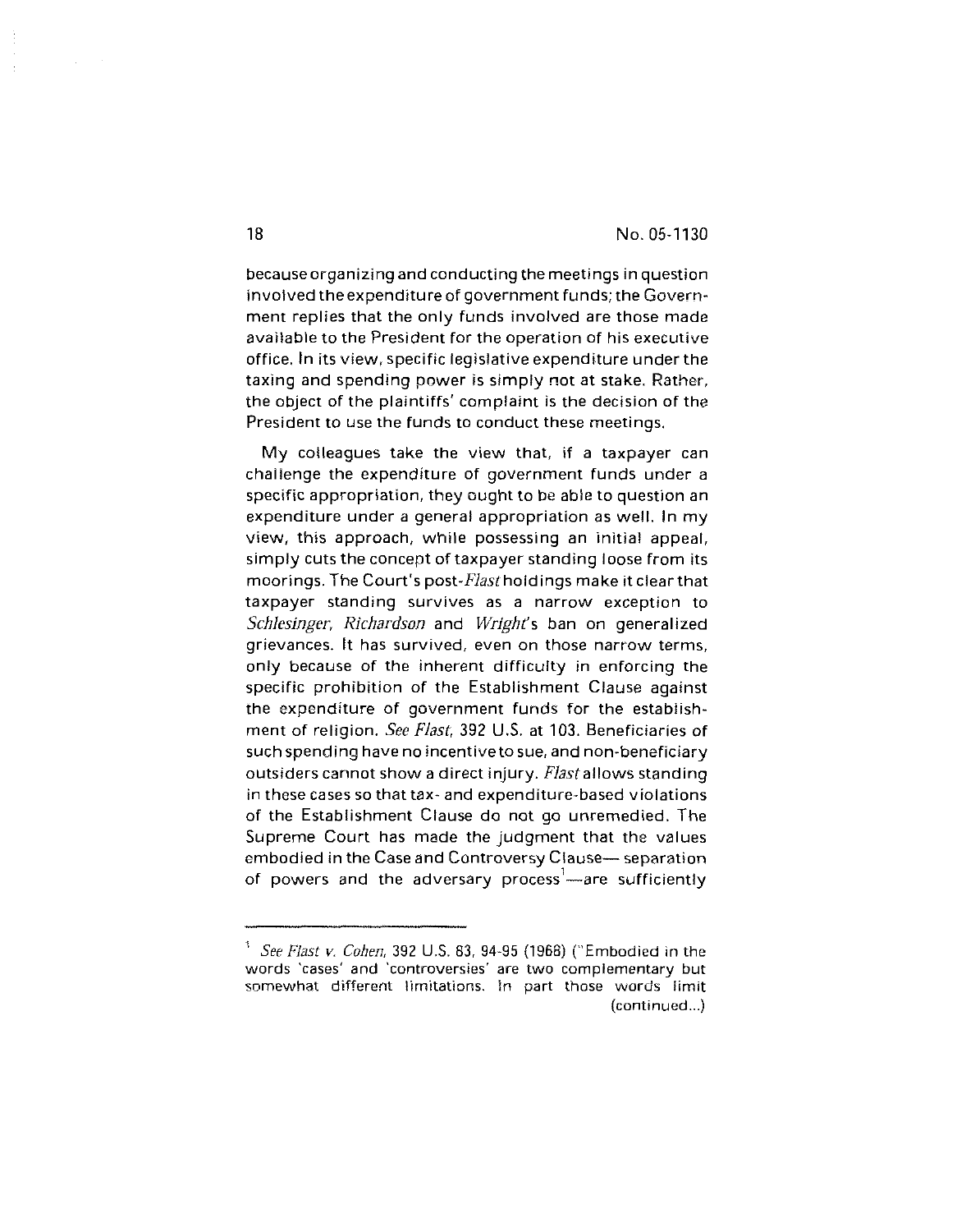because organizing and conducting the meetings in question involved the expenditure of government funds; the Government replies that the only funds involved are those made available to the President for the operation of his executive office. In its view, specific legislative expenditure under the taxing and spending power is simply not at stake. Rather, the object of the plaintiffs' complaint is the decision of the President to use the funds to conduct these meetings.

My colleagues take the view that, if a taxpayer can challenge the expenditure of government funds under a specific appropriation, they ought to be able to question an expenditure under a general appropriation as well. In my view, this approach, while possessing an initial appeal, simply cuts the concept of taxpayer standing loose from its moorings. The Court's post-*Flast* holdings make it clear that taxpayer standing survives as a narrow exception to *Schlesinger*, *Richardson* and *Wright*'s ban on generalized grievances. It has survived, even on those narrow terms, only because of the inherent difficulty in enforcing the specific prohibition of the Establishment Clause against the expenditure of government funds for the establishment of religion. *See Flast*, 392 U.S. at 103. Beneficiaries of such spending have no incentive to sue, and non-beneficiary outsiders cannot show a direct injury. *Flast* allows standing in these cases so that tax- and expenditure-based violations of the Establishment Clause do not go unremedied. The Supreme Court has made the judgment that the values embodied in the Case and Controversy Clause— separation of powers and the adversary process[1]—are sufficiently

---

[1] *See Flast v. Cohen*, 392 U.S. 83, 94-95 (1968) ("Embodied in the words 'cases' and 'controversies' are two complementary but somewhat different limitations. In part those words limit (continued...)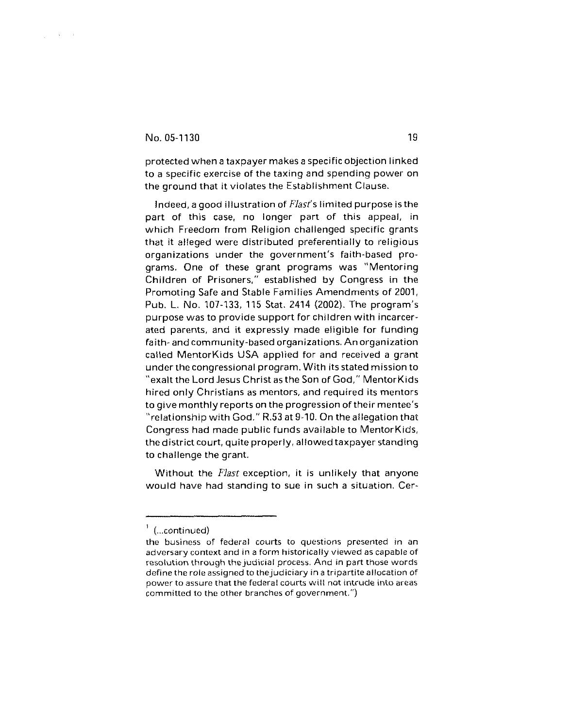protected when a taxpayer makes a specific objection linked to a specific exercise of the taxing and spending power on the ground that it violates the Establishment Clause.

Indeed, a good illustration of *Flast*'s limited purpose is the part of this case, no longer part of this appeal, in which Freedom from Religion challenged specific grants that it alleged were distributed preferentially to religious organizations under the government's faith-based programs. One of these grant programs was "Mentoring Children of Prisoners," established by Congress in the Promoting Safe and Stable Families Amendments of 2001, Pub. L. No. 107-133, 115 Stat. 2414 (2002). The program's purpose was to provide support for children with incarcerated parents, and it expressly made eligible for funding faith- and community-based organizations. An organization called MentorKids USA applied for and received a grant under the congressional program. With its stated mission to "exalt the Lord Jesus Christ as the Son of God," MentorKids hired only Christians as mentors, and required its mentors to give monthly reports on the progression of their mentee's "relationship with God." R.53 at 9-10. On the allegation that Congress had made public funds available to MentorKids, the district court, quite properly, allowed taxpayer standing to challenge the grant.

Without the *Flast* exception, it is unlikely that anyone would have had standing to sue in such a situation. Cer-

---

[1] (...continued)
the business of federal courts to questions presented in an adversary context and in a form historically viewed as capable of resolution through the judicial process. And in part those words define the role assigned to the judiciary in a tripartite allocation of power to assure that the federal courts will not intrude into areas committed to the other branches of government.")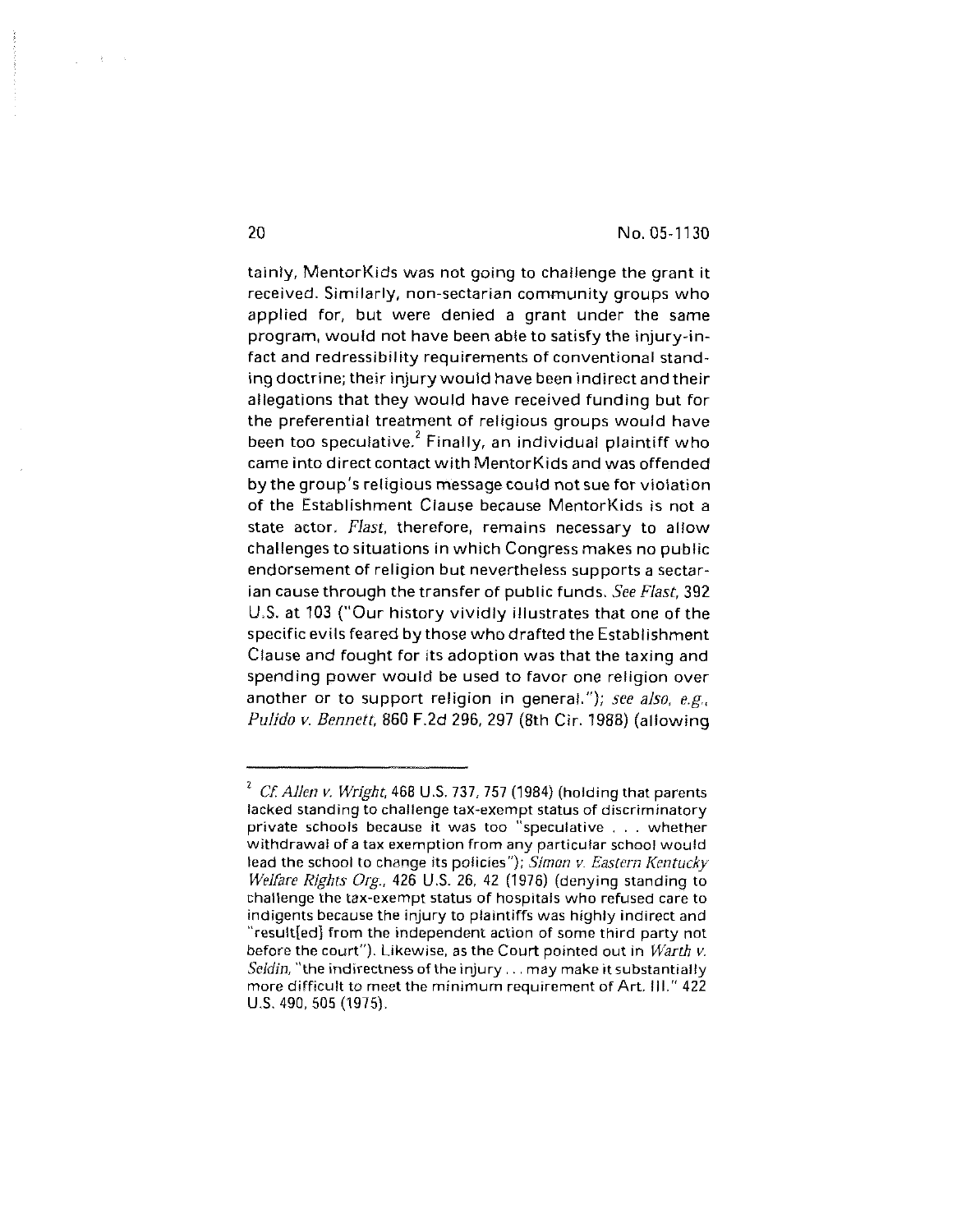tainly, MentorKids was not going to challenge the grant it received. Similarly, non-sectarian community groups who applied for, but were denied a grant under the same program, would not have been able to satisfy the injury-in-fact and redressibility requirements of conventional standing doctrine; their injury would have been indirect and their allegations that they would have received funding but for the preferential treatment of religious groups would have been too speculative.[2] Finally, an individual plaintiff who came into direct contact with MentorKids and was offended by the group's religious message could not sue for violation of the Establishment Clause because MentorKids is not a state actor. *Flast*, therefore, remains necessary to allow challenges to situations in which Congress makes no public endorsement of religion but nevertheless supports a sectarian cause through the transfer of public funds. *See Flast*, 392 U.S. at 103 ("Our history vividly illustrates that one of the specific evils feared by those who drafted the Establishment Clause and fought for its adoption was that the taxing and spending power would be used to favor one religion over another or to support religion in general."); *see also, e.g.*, *Pulido v. Bennett*, 860 F.2d 296, 297 (8th Cir. 1988) (allowing

---

[2] *Cf. Allen v. Wright*, 468 U.S. 737, 757 (1984) (holding that parents lacked standing to challenge tax-exempt status of discriminatory private schools because it was too "speculative . . . whether withdrawal of a tax exemption from any particular school would lead the school to change its policies"); *Simon v. Eastern Kentucky Welfare Rights Org.*, 426 U.S. 26, 42 (1976) (denying standing to challenge the tax-exempt status of hospitals who refused care to indigents because the injury to plaintiffs was highly indirect and "result[ed] from the independent action of some third party not before the court"). Likewise, as the Court pointed out in *Warth v. Seldin*, "the indirectness of the injury . . . may make it substantially more difficult to meet the minimum requirement of Art. III." 422 U.S. 490, 505 (1975).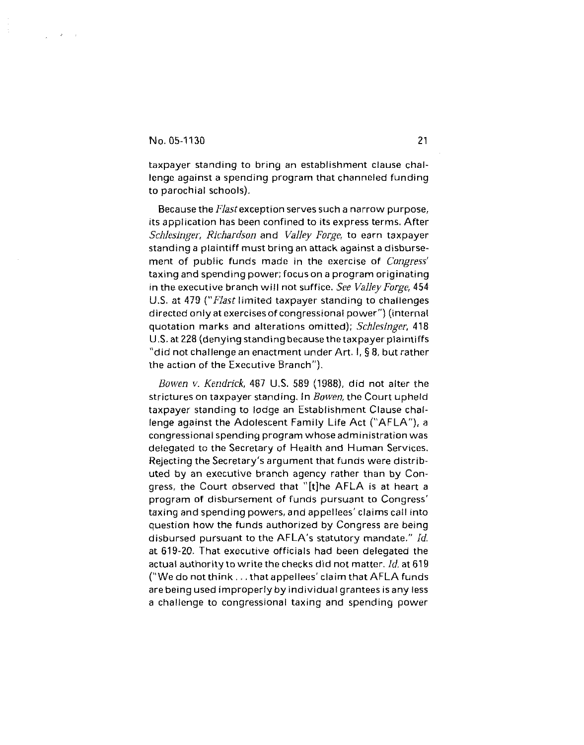taxpayer standing to bring an establishment clause challenge against a spending program that channeled funding to parochial schools).

Because the *Flast* exception serves such a narrow purpose, its application has been confined to its express terms. After *Schlesinger, Richardson* and *Valley Forge,* to earn taxpayer standing a plaintiff must bring an attack against a disbursement of public funds made in the exercise of *Congress'* taxing and spending power; focus on a program originating in the executive branch will not suffice. *See Valley Forge,* 454 U.S. at 479 ("*Flast* limited taxpayer standing to challenges directed only at exercises of congressional power") (internal quotation marks and alterations omitted); *Schlesinger,* 418 U.S. at 228 (denying standing because the taxpayer plaintiffs "did not challenge an enactment under Art. I, § 8, but rather the action of the Executive Branch").

*Bowen v. Kendrick,* 487 U.S. 589 (1988), did not alter the strictures on taxpayer standing. In *Bowen,* the Court upheld taxpayer standing to lodge an Establishment Clause challenge against the Adolescent Family Life Act ("AFLA"), a congressional spending program whose administration was delegated to the Secretary of Health and Human Services. Rejecting the Secretary's argument that funds were distributed by an executive branch agency rather than by Congress, the Court observed that "[t]he AFLA is at heart a program of disbursement of funds pursuant to Congress' taxing and spending powers, and appellees' claims call into question how the funds authorized by Congress are being disbursed pursuant to the AFLA's statutory mandate." *Id.* at 619-20. That executive officials had been delegated the actual authority to write the checks did not matter. *Id.* at 619 ("We do not think . . . that appellees' claim that AFLA funds are being used improperly by individual grantees is any less a challenge to congressional taxing and spending power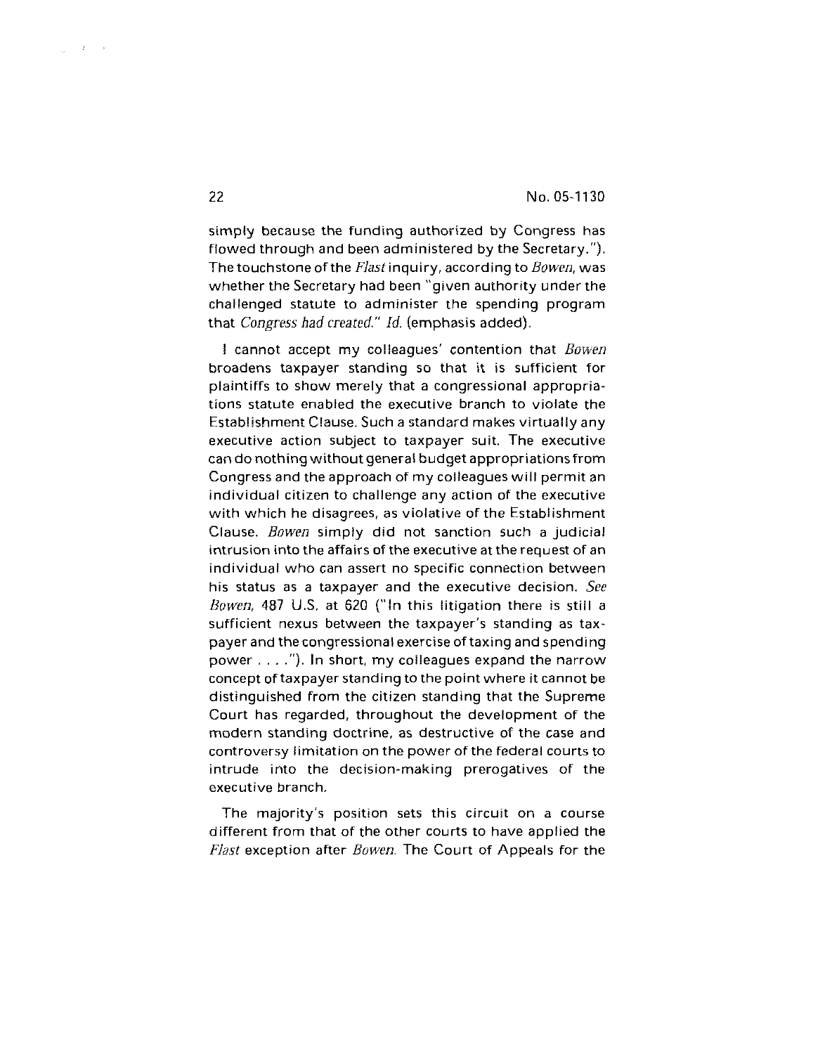simply because the funding authorized by Congress has flowed through and been administered by the Secretary."). The touchstone of the *Flast* inquiry, according to *Bowen*, was whether the Secretary had been "given authority under the challenged statute to administer the spending program that *Congress had created*." *Id.* (emphasis added).

I cannot accept my colleagues' contention that *Bowen* broadens taxpayer standing so that it is sufficient for plaintiffs to show merely that a congressional appropriations statute enabled the executive branch to violate the Establishment Clause. Such a standard makes virtually any executive action subject to taxpayer suit. The executive can do nothing without general budget appropriations from Congress and the approach of my colleagues will permit an individual citizen to challenge any action of the executive with which he disagrees, as violative of the Establishment Clause. *Bowen* simply did not sanction such a judicial intrusion into the affairs of the executive at the request of an individual who can assert no specific connection between his status as a taxpayer and the executive decision. *See Bowen*, 487 U.S. at 620 ("In this litigation there is still a sufficient nexus between the taxpayer's standing as taxpayer and the congressional exercise of taxing and spending power . . . ."). In short, my colleagues expand the narrow concept of taxpayer standing to the point where it cannot be distinguished from the citizen standing that the Supreme Court has regarded, throughout the development of the modern standing doctrine, as destructive of the case and controversy limitation on the power of the federal courts to intrude into the decision-making prerogatives of the executive branch.

The majority's position sets this circuit on a course different from that of the other courts to have applied the *Flast* exception after *Bowen*. The Court of Appeals for the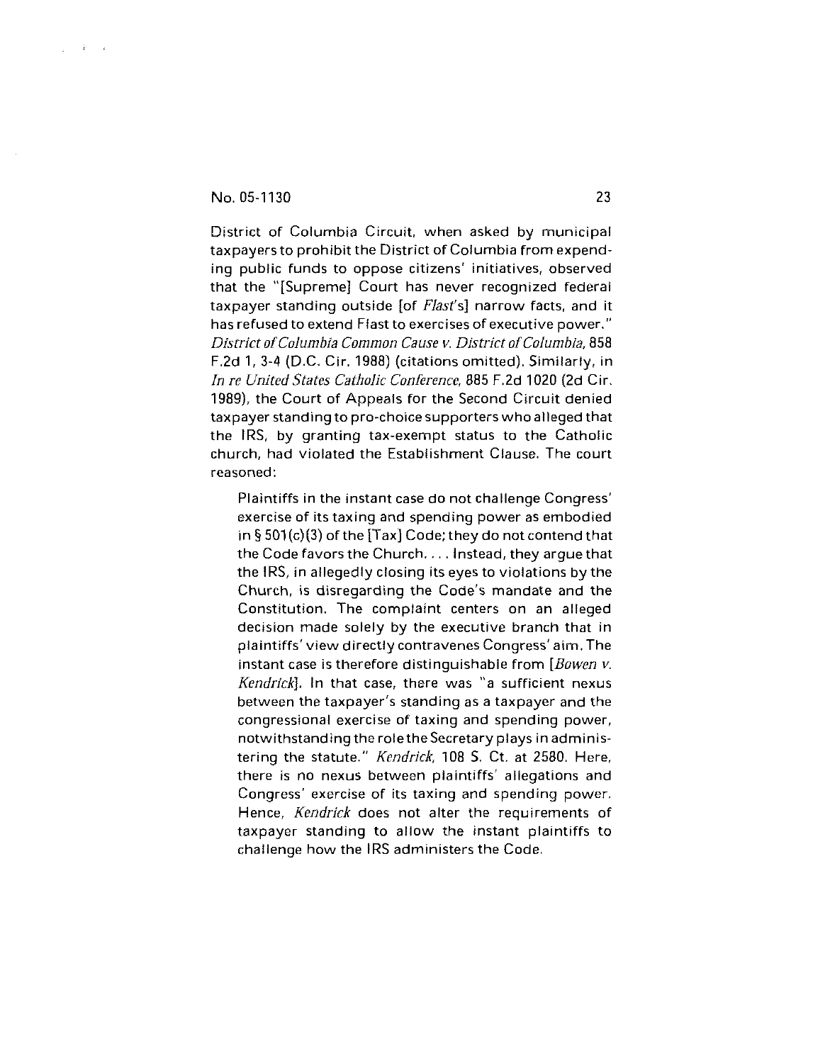District of Columbia Circuit, when asked by municipal taxpayers to prohibit the District of Columbia from expending public funds to oppose citizens' initiatives, observed that the "[Supreme] Court has never recognized federal taxpayer standing outside [of *Flast*'s] narrow facts, and it has refused to extend Flast to exercises of executive power." *District of Columbia Common Cause v. District of Columbia*, 858 F.2d 1, 3-4 (D.C. Cir. 1988) (citations omitted). Similarly, in *In re United States Catholic Conference*, 885 F.2d 1020 (2d Cir. 1989), the Court of Appeals for the Second Circuit denied taxpayer standing to pro-choice supporters who alleged that the IRS, by granting tax-exempt status to the Catholic church, had violated the Establishment Clause. The court reasoned:

> Plaintiffs in the instant case do not challenge Congress' exercise of its taxing and spending power as embodied in § 501(c)(3) of the [Tax] Code; they do not contend that the Code favors the Church. . . . Instead, they argue that the IRS, in allegedly closing its eyes to violations by the Church, is disregarding the Code's mandate and the Constitution. The complaint centers on an alleged decision made solely by the executive branch that in plaintiffs' view directly contravenes Congress' aim. The instant case is therefore distinguishable from [*Bowen v. Kendrick*]. In that case, there was "a sufficient nexus between the taxpayer's standing as a taxpayer and the congressional exercise of taxing and spending power, notwithstanding the role the Secretary plays in administering the statute." *Kendrick*, 108 S. Ct. at 2580. Here, there is no nexus between plaintiffs' allegations and Congress' exercise of its taxing and spending power. Hence, *Kendrick* does not alter the requirements of taxpayer standing to allow the instant plaintiffs to challenge how the IRS administers the Code.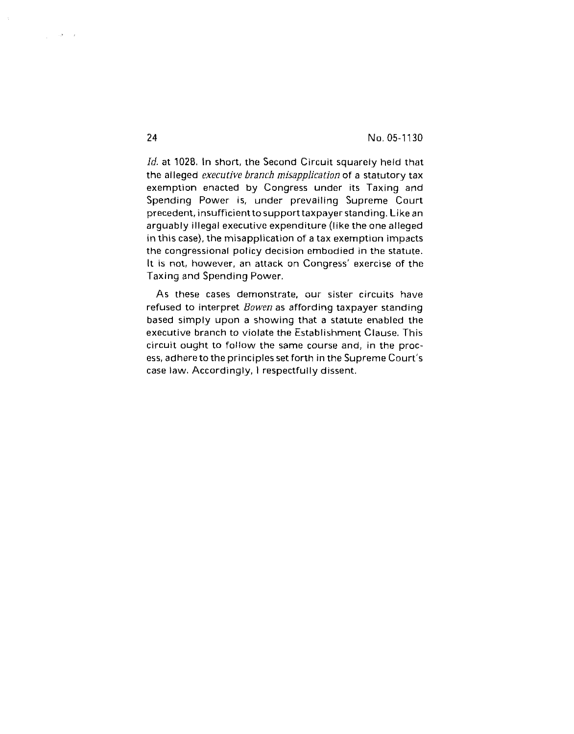*Id.* at 1028. In short, the Second Circuit squarely held that the alleged *executive branch misapplication* of a statutory tax exemption enacted by Congress under its Taxing and Spending Power is, under prevailing Supreme Court precedent, insufficient to support taxpayer standing. Like an arguably illegal executive expenditure (like the one alleged in this case), the misapplication of a tax exemption impacts the congressional policy decision embodied in the statute. It is not, however, an attack on Congress' exercise of the Taxing and Spending Power.

As these cases demonstrate, our sister circuits have refused to interpret *Bowen* as affording taxpayer standing based simply upon a showing that a statute enabled the executive branch to violate the Establishment Clause. This circuit ought to follow the same course and, in the process, adhere to the principles set forth in the Supreme Court's case law. Accordingly, I respectfully dissent.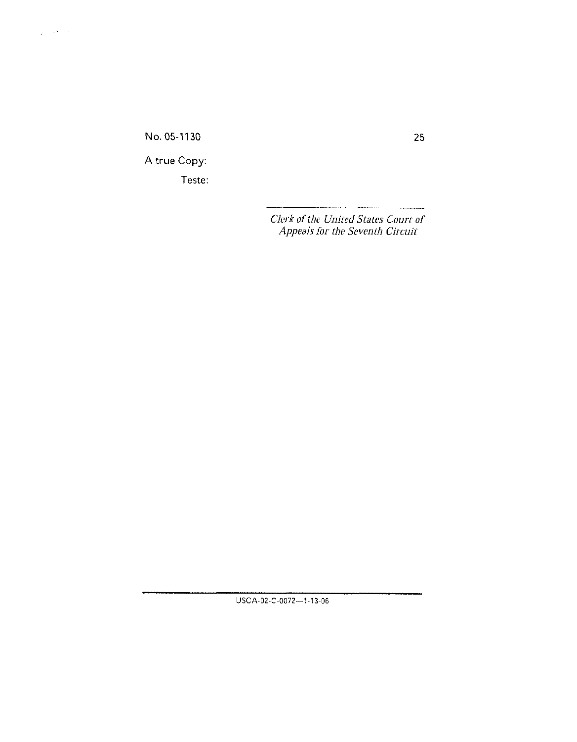No. 05-1130

A true Copy:

Teste:

---

*Clerk of the United States Court of Appeals for the Seventh Circuit*

USCA-02-C-0072—1-13-06